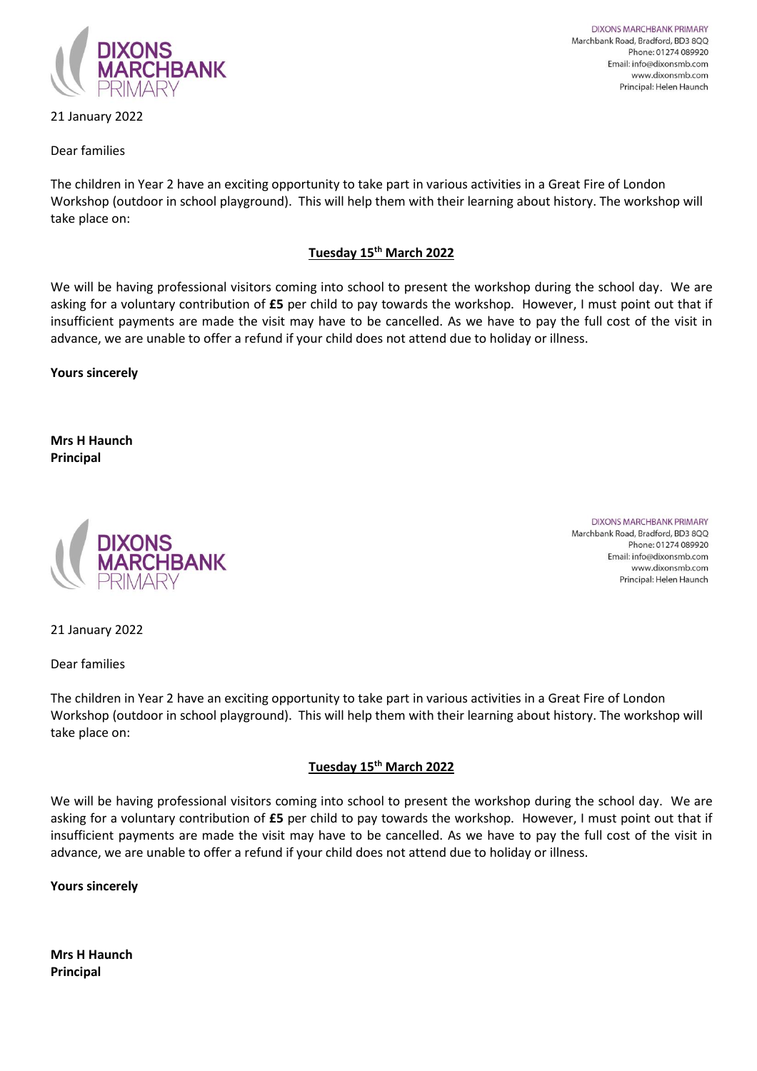DIXONS MARCHBANK PRIMARY
Marchbank Road, Bradford, BD3 8QQ
Phone: 01274 089920
Email: info@dixonsmb.com
www.dixonsmb.com
Principal: Helen Haunch

21 January 2022

Dear families

The children in Year 2 have an exciting opportunity to take part in various activities in a Great Fire of London Workshop (outdoor in school playground). This will help them with their learning about history. The workshop will take place on:

**<u>Tuesday 15th March 2022</u>**

We will be having professional visitors coming into school to present the workshop during the school day. We are asking for a voluntary contribution of **£5** per child to pay towards the workshop. However, I must point out that if insufficient payments are made the visit may have to be cancelled. As we have to pay the full cost of the visit in advance, we are unable to offer a refund if your child does not attend due to holiday or illness.

**Yours sincerely**

**Mrs H Haunch**
**Principal**

DIXONS MARCHBANK PRIMARY
Marchbank Road, Bradford, BD3 8QQ
Phone: 01274 089920
Email: info@dixonsmb.com
www.dixonsmb.com
Principal: Helen Haunch

21 January 2022

Dear families

The children in Year 2 have an exciting opportunity to take part in various activities in a Great Fire of London Workshop (outdoor in school playground). This will help them with their learning about history. The workshop will take place on:

**<u>Tuesday 15th March 2022</u>**

We will be having professional visitors coming into school to present the workshop during the school day. We are asking for a voluntary contribution of **£5** per child to pay towards the workshop. However, I must point out that if insufficient payments are made the visit may have to be cancelled. As we have to pay the full cost of the visit in advance, we are unable to offer a refund if your child does not attend due to holiday or illness.

**Yours sincerely**

**Mrs H Haunch**
**Principal**